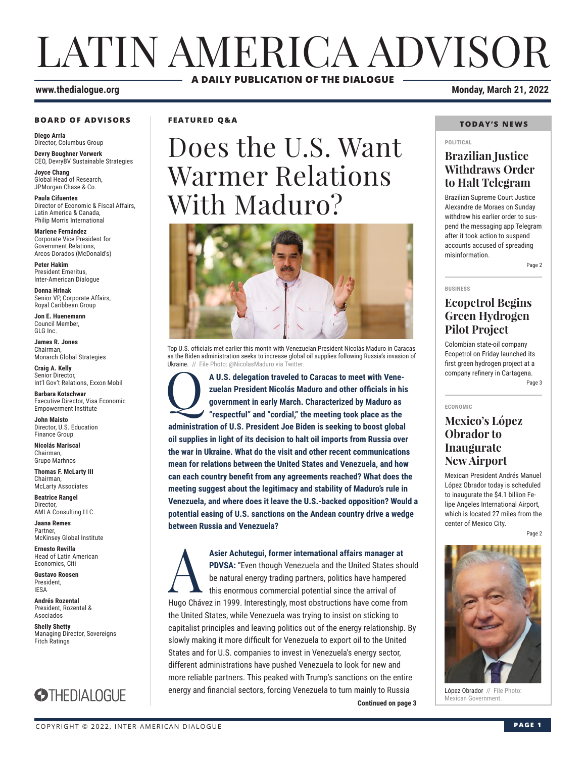# LATIN AMERICA ADVISOR

**A DAILY PUBLICATION OF THE DIALOGUE**

**www.thedialogue.org**

**Monday, March 21, 2022**

### BOARD OF ADVISORS

**Diego Arria**
Director, Columbus Group

**Devry Boughner Vorwerk**
CEO, DevryBV Sustainable Strategies

**Joyce Chang**
Global Head of Research, JPMorgan Chase & Co.

**Paula Cifuentes**
Director of Economic & Fiscal Affairs, Latin America & Canada, Philip Morris International

**Marlene Fernández**
Corporate Vice President for Government Relations, Arcos Dorados (McDonald's)

**Peter Hakim**
President Emeritus, Inter-American Dialogue

**Donna Hrinak**
Senior VP, Corporate Affairs, Royal Caribbean Group

**Jon E. Huenemann**
Council Member, GLG Inc.

**James R. Jones**
Chairman, Monarch Global Strategies

**Craig A. Kelly**
Senior Director, Int'l Gov't Relations, Exxon Mobil

**Barbara Kotschwar**
Executive Director, Visa Economic Empowerment Institute

**John Maisto**
Director, U.S. Education Finance Group

**Nicolás Mariscal**
Chairman, Grupo Marhnos

**Thomas F. McLarty III**
Chairman, McLarty Associates

**Beatrice Rangel**
Director, AMLA Consulting LLC

**Jaana Remes**
Partner, McKinsey Global Institute

**Ernesto Revilla**
Head of Latin American Economics, Citi

**Gustavo Roosen**
President, IESA

**Andrés Rozental**
President, Rozental & Asociados

**Shelly Shetty**
Managing Director, Sovereigns Fitch Ratings

THEDIALOGUE

### FEATURED Q&A

# Does the U.S. Want Warmer Relations With Maduro?

Top U.S. officials met earlier this month with Venezuelan President Nicolás Maduro in Caracas as the Biden administration seeks to increase global oil supplies following Russia's invasion of Ukraine. // File Photo: @NicolasMaduro via Twitter.

**Q: A U.S. delegation traveled to Caracas to meet with Venezuelan President Nicolás Maduro and other officials in his government in early March. Characterized by Maduro as "respectful" and "cordial," the meeting took place as the administration of U.S. President Joe Biden is seeking to boost global oil supplies in light of its decision to halt oil imports from Russia over the war in Ukraine. What do the visit and other recent communications mean for relations between the United States and Venezuela, and how can each country benefit from any agreements reached? What does the meeting suggest about the legitimacy and stability of Maduro's rule in Venezuela, and where does it leave the U.S.-backed opposition? Would a potential easing of U.S. sanctions on the Andean country drive a wedge between Russia and Venezuela?**

**A: Asier Achutegui, former international affairs manager at PDVSA:** "Even though Venezuela and the United States should be natural energy trading partners, politics have hampered this enormous commercial potential since the arrival of Hugo Chávez in 1999. Interestingly, most obstructions have come from the United States, while Venezuela was trying to insist on sticking to capitalist principles and leaving politics out of the energy relationship. By slowly making it more difficult for Venezuela to export oil to the United States and for U.S. companies to invest in Venezuela's energy sector, different administrations have pushed Venezuela to look for new and more reliable partners. This peaked with Trump's sanctions on the entire energy and financial sectors, forcing Venezuela to turn mainly to Russia

**Continued on page 3**

### TODAY'S NEWS

POLITICAL

## Brazilian Justice Withdraws Order to Halt Telegram

Brazilian Supreme Court Justice Alexandre de Moraes on Sunday withdrew his earlier order to suspend the messaging app Telegram after it took action to suspend accounts accused of spreading misinformation.

Page 2

BUSINESS

## Ecopetrol Begins Green Hydrogen Pilot Project

Colombian state-oil company Ecopetrol on Friday launched its first green hydrogen project at a company refinery in Cartagena.

Page 3

ECONOMIC

## Mexico's López Obrador to Inaugurate New Airport

Mexican President Andrés Manuel López Obrador today is scheduled to inaugurate the $4.1 billion Felipe Angeles International Airport, which is located 27 miles from the center of Mexico City.

Page 2

López Obrador // File Photo: Mexican Government.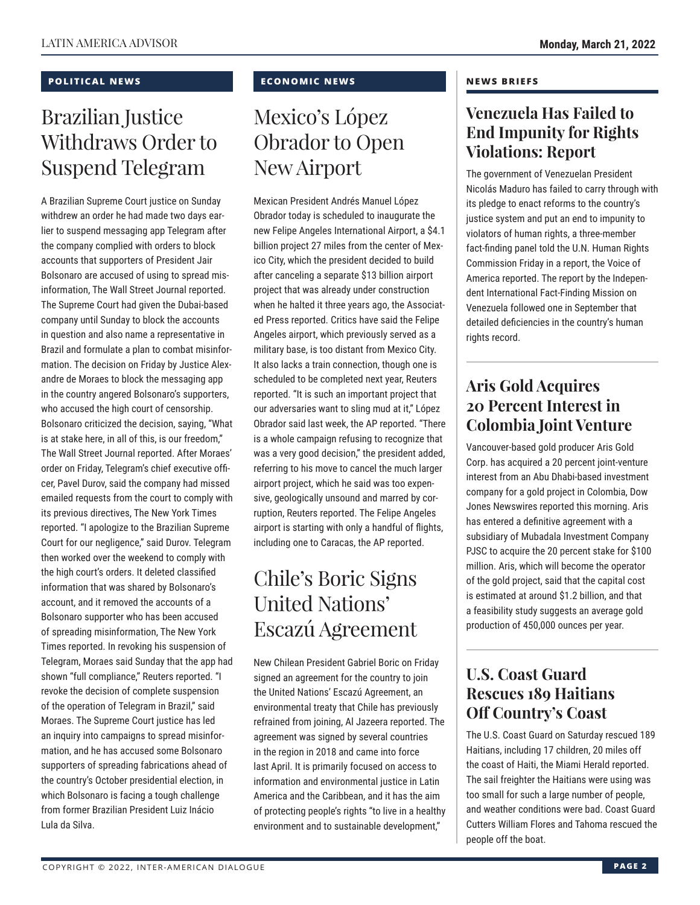## POLITICAL NEWS

# Brazilian Justice Withdraws Order to Suspend Telegram

A Brazilian Supreme Court justice on Sunday withdrew an order he had made two days earlier to suspend messaging app Telegram after the company complied with orders to block accounts that supporters of President Jair Bolsonaro are accused of using to spread misinformation, The Wall Street Journal reported. The Supreme Court had given the Dubai-based company until Sunday to block the accounts in question and also name a representative in Brazil and formulate a plan to combat misinformation. The decision on Friday by Justice Alexandre de Moraes to block the messaging app in the country angered Bolsonaro's supporters, who accused the high court of censorship. Bolsonaro criticized the decision, saying, "What is at stake here, in all of this, is our freedom," The Wall Street Journal reported. After Moraes' order on Friday, Telegram's chief executive officer, Pavel Durov, said the company had missed emailed requests from the court to comply with its previous directives, The New York Times reported. "I apologize to the Brazilian Supreme Court for our negligence," said Durov. Telegram then worked over the weekend to comply with the high court's orders. It deleted classified information that was shared by Bolsonaro's account, and it removed the accounts of a Bolsonaro supporter who has been accused of spreading misinformation, The New York Times reported. In revoking his suspension of Telegram, Moraes said Sunday that the app had shown "full compliance," Reuters reported. "I revoke the decision of complete suspension of the operation of Telegram in Brazil," said Moraes. The Supreme Court justice has led an inquiry into campaigns to spread misinformation, and he has accused some Bolsonaro supporters of spreading fabrications ahead of the country's October presidential election, in which Bolsonaro is facing a tough challenge from former Brazilian President Luiz Inácio Lula da Silva.

## ECONOMIC NEWS

# Mexico's López Obrador to Open New Airport

Mexican President Andrés Manuel López Obrador today is scheduled to inaugurate the new Felipe Angeles International Airport, a $4.1 billion project 27 miles from the center of Mexico City, which the president decided to build after canceling a separate $13 billion airport project that was already under construction when he halted it three years ago, the Associated Press reported. Critics have said the Felipe Angeles airport, which previously served as a military base, is too distant from Mexico City. It also lacks a train connection, though one is scheduled to be completed next year, Reuters reported. "It is such an important project that our adversaries want to sling mud at it," López Obrador said last week, the AP reported. "There is a whole campaign refusing to recognize that was a very good decision," the president added, referring to his move to cancel the much larger airport project, which he said was too expensive, geologically unsound and marred by corruption, Reuters reported. The Felipe Angeles airport is starting with only a handful of flights, including one to Caracas, the AP reported.

# Chile's Boric Signs United Nations' Escazú Agreement

New Chilean President Gabriel Boric on Friday signed an agreement for the country to join the United Nations' Escazú Agreement, an environmental treaty that Chile has previously refrained from joining, Al Jazeera reported. The agreement was signed by several countries in the region in 2018 and came into force last April. It is primarily focused on access to information and environmental justice in Latin America and the Caribbean, and it has the aim of protecting people's rights "to live in a healthy environment and to sustainable development,"

## NEWS BRIEFS

### Venezuela Has Failed to End Impunity for Rights Violations: Report

The government of Venezuelan President Nicolás Maduro has failed to carry through with its pledge to enact reforms to the country's justice system and put an end to impunity to violators of human rights, a three-member fact-finding panel told the U.N. Human Rights Commission Friday in a report, the Voice of America reported. The report by the Independent International Fact-Finding Mission on Venezuela followed one in September that detailed deficiencies in the country's human rights record.

### Aris Gold Acquires 20 Percent Interest in Colombia Joint Venture

Vancouver-based gold producer Aris Gold Corp. has acquired a 20 percent joint-venture interest from an Abu Dhabi-based investment company for a gold project in Colombia, Dow Jones Newswires reported this morning. Aris has entered a definitive agreement with a subsidiary of Mubadala Investment Company PJSC to acquire the 20 percent stake for $100 million. Aris, which will become the operator of the gold project, said that the capital cost is estimated at around $1.2 billion, and that a feasibility study suggests an average gold production of 450,000 ounces per year.

### U.S. Coast Guard Rescues 189 Haitians Off Country's Coast

The U.S. Coast Guard on Saturday rescued 189 Haitians, including 17 children, 20 miles off the coast of Haiti, the Miami Herald reported. The sail freighter the Haitians were using was too small for such a large number of people, and weather conditions were bad. Coast Guard Cutters William Flores and Tahoma rescued the people off the boat.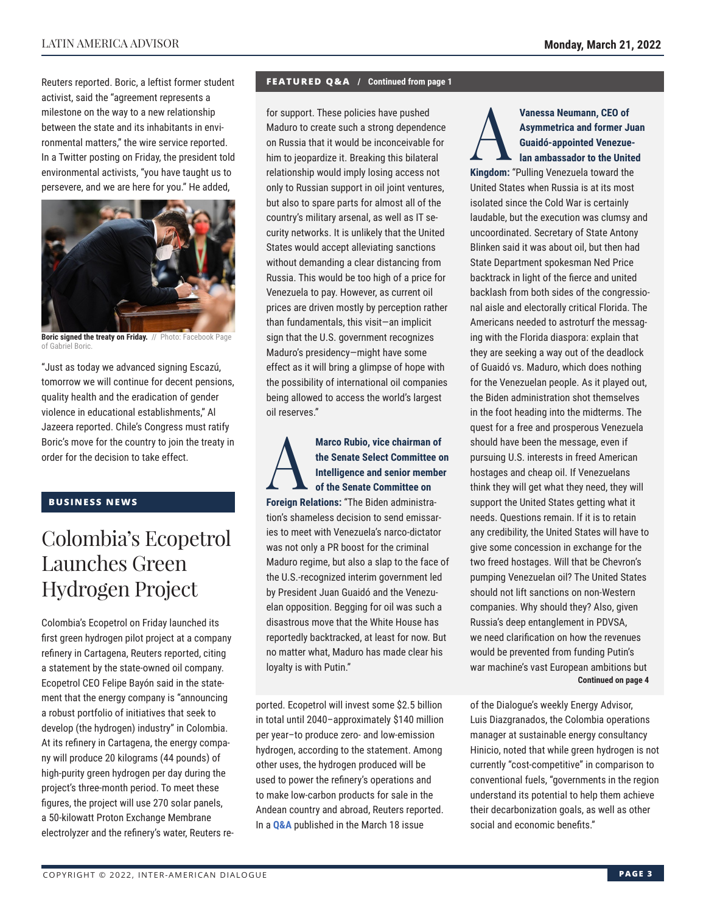Reuters reported. Boric, a leftist former student activist, said the "agreement represents a milestone on the way to a new relationship between the state and its inhabitants in environmental matters," the wire service reported. In a Twitter posting on Friday, the president told environmental activists, "you have taught us to persevere, and we are here for you." He added,

**Boric signed the treaty on Friday.** // Photo: Facebook Page of Gabriel Boric.

"Just as today we advanced signing Escazú, tomorrow we will continue for decent pensions, quality health and the eradication of gender violence in educational establishments," Al Jazeera reported. Chile's Congress must ratify Boric's move for the country to join the treaty in order for the decision to take effect.

## BUSINESS NEWS

# Colombia's Ecopetrol Launches Green Hydrogen Project

Colombia's Ecopetrol on Friday launched its first green hydrogen pilot project at a company refinery in Cartagena, Reuters reported, citing a statement by the state-owned oil company. Ecopetrol CEO Felipe Bayón said in the statement that the energy company is "announcing a robust portfolio of initiatives that seek to develop (the hydrogen) industry" in Colombia. At its refinery in Cartagena, the energy company will produce 20 kilograms (44 pounds) of high-purity green hydrogen per day during the project's three-month period. To meet these figures, the project will use 270 solar panels, a 50-kilowatt Proton Exchange Membrane electrolyzer and the refinery's water, Reuters reported. Ecopetrol will invest some $2.5 billion in total until 2040–approximately $140 million per year–to produce zero- and low-emission hydrogen, according to the statement. Among other uses, the hydrogen produced will be used to power the refinery's operations and to make low-carbon products for sale in the Andean country and abroad, Reuters reported. In a **Q&A** published in the March 18 issue of the Dialogue's weekly Energy Advisor, Luis Diazgranados, the Colombia operations manager at sustainable energy consultancy Hinicio, noted that while green hydrogen is not currently "cost-competitive" in comparison to conventional fuels, "governments in the region understand its potential to help them achieve their decarbonization goals, as well as other social and economic benefits."

**FEATURED Q&A / Continued from page 1**

for support. These policies have pushed Maduro to create such a strong dependence on Russia that it would be inconceivable for him to jeopardize it. Breaking this bilateral relationship would imply losing access not only to Russian support in oil joint ventures, but also to spare parts for almost all of the country's military arsenal, as well as IT security networks. It is unlikely that the United States would accept alleviating sanctions without demanding a clear distancing from Russia. This would be too high of a price for Venezuela to pay. However, as current oil prices are driven mostly by perception rather than fundamentals, this visit—an implicit sign that the U.S. government recognizes Maduro's presidency—might have some effect as it will bring a glimpse of hope with the possibility of international oil companies being allowed to access the world's largest oil reserves."

**A** **Marco Rubio, vice chairman of the Senate Select Committee on Intelligence and senior member of the Senate Committee on Foreign Relations:** "The Biden administration's shameless decision to send emissaries to meet with Venezuela's narco-dictator was not only a PR boost for the criminal Maduro regime, but also a slap to the face of the U.S.-recognized interim government led by President Juan Guaidó and the Venezuelan opposition. Begging for oil was such a disastrous move that the White House has reportedly backtracked, at least for now. But no matter what, Maduro has made clear his loyalty is with Putin."

**A** **Vanessa Neumann, CEO of Asymmetrica and former Juan Guaidó-appointed Venezuelan ambassador to the United Kingdom:** "Pulling Venezuela toward the United States when Russia is at its most isolated since the Cold War is certainly laudable, but the execution was clumsy and uncoordinated. Secretary of State Antony Blinken said it was about oil, but then had State Department spokesman Ned Price backtrack in light of the fierce and united backlash from both sides of the congressional aisle and electorally critical Florida. The Americans needed to astroturf the messaging with the Florida diaspora: explain that they are seeking a way out of the deadlock of Guaidó vs. Maduro, which does nothing for the Venezuelan people. As it played out, the Biden administration shot themselves in the foot heading into the midterms. The quest for a free and prosperous Venezuela should have been the message, even if pursuing U.S. interests in freed American hostages and cheap oil. If Venezuelans think they will get what they need, they will support the United States getting what it needs. Questions remain. If it is to retain any credibility, the United States will have to give some concession in exchange for the two freed hostages. Will that be Chevron's pumping Venezuelan oil? The United States should not lift sanctions on non-Western companies. Why should they? Also, given Russia's deep entanglement in PDVSA, we need clarification on how the revenues would be prevented from funding Putin's war machine's vast European ambitions but

**Continued on page 4**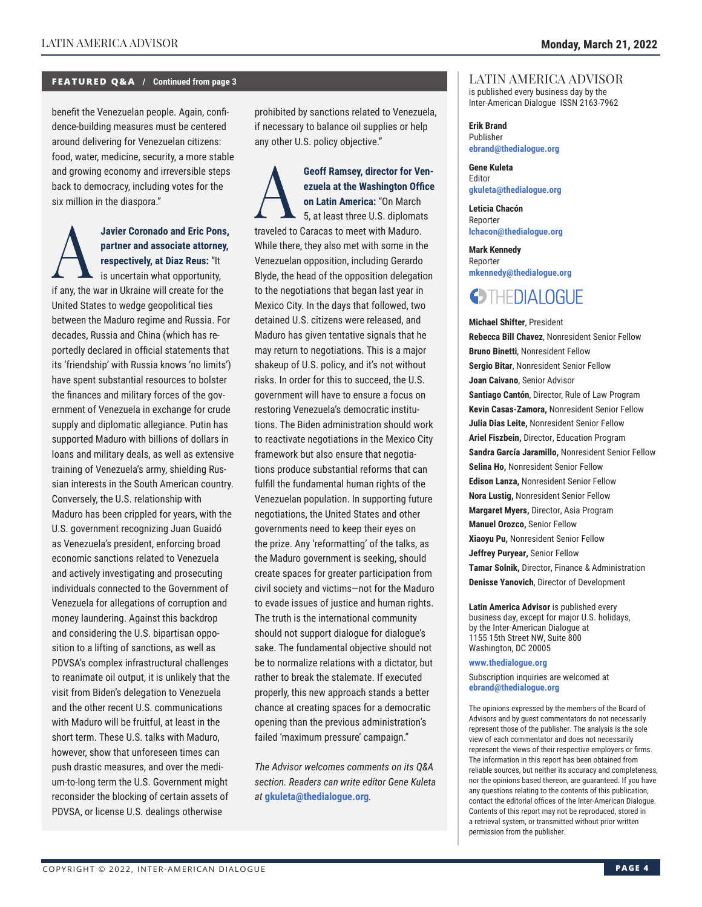**FEATURED Q&A / Continued from page 3**

benefit the Venezuelan people. Again, confidence-building measures must be centered around delivering for Venezuelan citizens: food, water, medicine, security, a more stable and growing economy and irreversible steps back to democracy, including votes for the six million in the diaspora."

**A** **Javier Coronado and Eric Pons, partner and associate attorney, respectively, at Diaz Reus:** "It is uncertain what opportunity, if any, the war in Ukraine will create for the United States to wedge geopolitical ties between the Maduro regime and Russia. For decades, Russia and China (which has reportedly declared in official statements that its 'friendship' with Russia knows 'no limits') have spent substantial resources to bolster the finances and military forces of the government of Venezuela in exchange for crude supply and diplomatic allegiance. Putin has supported Maduro with billions of dollars in loans and military deals, as well as extensive training of Venezuela's army, shielding Russian interests in the South American country. Conversely, the U.S. relationship with Maduro has been crippled for years, with the U.S. government recognizing Juan Guaidó as Venezuela's president, enforcing broad economic sanctions related to Venezuela and actively investigating and prosecuting individuals connected to the Government of Venezuela for allegations of corruption and money laundering. Against this backdrop and considering the U.S. bipartisan opposition to a lifting of sanctions, as well as PDVSA's complex infrastructural challenges to reanimate oil output, it is unlikely that the visit from Biden's delegation to Venezuela and the other recent U.S. communications with Maduro will be fruitful, at least in the short term. These U.S. talks with Maduro, however, show that unforeseen times can push drastic measures, and over the medium-to-long term the U.S. Government might reconsider the blocking of certain assets of PDVSA, or license U.S. dealings otherwise prohibited by sanctions related to Venezuela, if necessary to balance oil supplies or help any other U.S. policy objective."

**A** **Geoff Ramsey, director for Venezuela at the Washington Office on Latin America:** "On March 5, at least three U.S. diplomats traveled to Caracas to meet with Maduro. While there, they also met with some in the Venezuelan opposition, including Gerardo Blyde, the head of the opposition delegation to the negotiations that began last year in Mexico City. In the days that followed, two detained U.S. citizens were released, and Maduro has given tentative signals that he may return to negotiations. This is a major shakeup of U.S. policy, and it's not without risks. In order for this to succeed, the U.S. government will have to ensure a focus on restoring Venezuela's democratic institutions. The Biden administration should work to reactivate negotiations in the Mexico City framework but also ensure that negotiations produce substantial reforms that can fulfill the fundamental human rights of the Venezuelan population. In supporting future negotiations, the United States and other governments need to keep their eyes on the prize. Any 'reformatting' of the talks, as the Maduro government is seeking, should create spaces for greater participation from civil society and victims—not for the Maduro to evade issues of justice and human rights. The truth is the international community should not support dialogue for dialogue's sake. The fundamental objective should not be to normalize relations with a dictator, but rather to break the stalemate. If executed properly, this new approach stands a better chance at creating spaces for a democratic opening than the previous administration's failed 'maximum pressure' campaign."

*The Advisor welcomes comments on its Q&A section. Readers can write editor Gene Kuleta at* **gkuleta@thedialogue.org**.

---

LATIN AMERICA ADVISOR
is published every business day by the Inter-American Dialogue ISSN 2163-7962

**Erik Brand**
Publisher
**ebrand@thedialogue.org**

**Gene Kuleta**
Editor
**gkuleta@thedialogue.org**

**Leticia Chacón**
Reporter
**lchacon@thedialogue.org**

**Mark Kennedy**
Reporter
**mkennedy@thedialogue.org**

THEDIALOGUE

**Michael Shifter**, President
**Rebecca Bill Chavez**, Nonresident Senior Fellow
**Bruno Binetti**, Nonresident Fellow
**Sergio Bitar**, Nonresident Senior Fellow
**Joan Caivano**, Senior Advisor
**Santiago Cantón**, Director, Rule of Law Program
**Kevin Casas-Zamora,** Nonresident Senior Fellow
**Julia Dias Leite,** Nonresident Senior Fellow
**Ariel Fiszbein,** Director, Education Program
**Sandra García Jaramillo,** Nonresident Senior Fellow
**Selina Ho,** Nonresident Senior Fellow
**Edison Lanza,** Nonresident Senior Fellow
**Nora Lustig,** Nonresident Senior Fellow
**Margaret Myers,** Director, Asia Program
**Manuel Orozco,** Senior Fellow
**Xiaoyu Pu,** Nonresident Senior Fellow
**Jeffrey Puryear,** Senior Fellow
**Tamar Solnik,** Director, Finance & Administration
**Denisse Yanovich**, Director of Development

**Latin America Advisor** is published every business day, except for major U.S. holidays, by the Inter-American Dialogue at
1155 15th Street NW, Suite 800
Washington, DC 20005

**www.thedialogue.org**

Subscription inquiries are welcomed at
**ebrand@thedialogue.org**

The opinions expressed by the members of the Board of Advisors and by guest commentators do not necessarily represent those of the publisher. The analysis is the sole view of each commentator and does not necessarily represent the views of their respective employers or firms. The information in this report has been obtained from reliable sources, but neither its accuracy and completeness, nor the opinions based thereon, are guaranteed. If you have any questions relating to the contents of this publication, contact the editorial offices of the Inter-American Dialogue. Contents of this report may not be reproduced, stored in a retrieval system, or transmitted without prior written permission from the publisher.